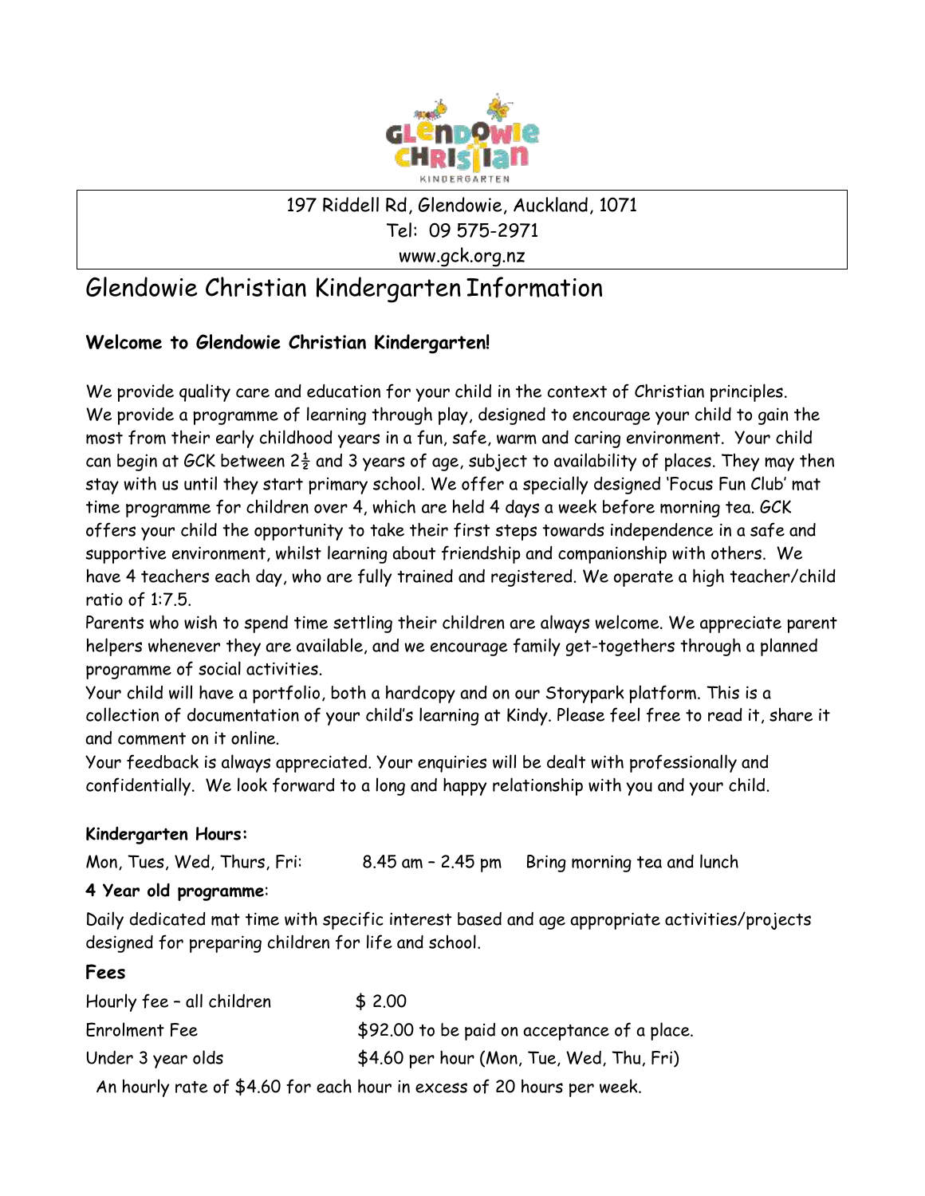197 Riddell Rd, Glendowie, Auckland, 1071
Tel: 09 575-2971
www.gck.org.nz

# Glendowie Christian Kindergarten Information

**Welcome to Glendowie Christian Kindergarten!**

We provide quality care and education for your child in the context of Christian principles. We provide a programme of learning through play, designed to encourage your child to gain the most from their early childhood years in a fun, safe, warm and caring environment. Your child can begin at GCK between 2½ and 3 years of age, subject to availability of places. They may then stay with us until they start primary school. We offer a specially designed 'Focus Fun Club' mat time programme for children over 4, which are held 4 days a week before morning tea. GCK offers your child the opportunity to take their first steps towards independence in a safe and supportive environment, whilst learning about friendship and companionship with others. We have 4 teachers each day, who are fully trained and registered. We operate a high teacher/child ratio of 1:7.5.

Parents who wish to spend time settling their children are always welcome. We appreciate parent helpers whenever they are available, and we encourage family get-togethers through a planned programme of social activities.

Your child will have a portfolio, both a hardcopy and on our Storypark platform. This is a collection of documentation of your child's learning at Kindy. Please feel free to read it, share it and comment on it online.

Your feedback is always appreciated. Your enquiries will be dealt with professionally and confidentially. We look forward to a long and happy relationship with you and your child.

**Kindergarten Hours:**

Mon, Tues, Wed, Thurs, Fri: 8.45 am – 2.45 pm Bring morning tea and lunch

**4 Year old programme**:

Daily dedicated mat time with specific interest based and age appropriate activities/projects designed for preparing children for life and school.

**Fees**

| | |
|---|---|
| Hourly fee – all children | $ 2.00 |
| Enrolment Fee | $92.00 to be paid on acceptance of a place. |
| Under 3 year olds | $4.60 per hour (Mon, Tue, Wed, Thu, Fri) |

An hourly rate of $4.60 for each hour in excess of 20 hours per week.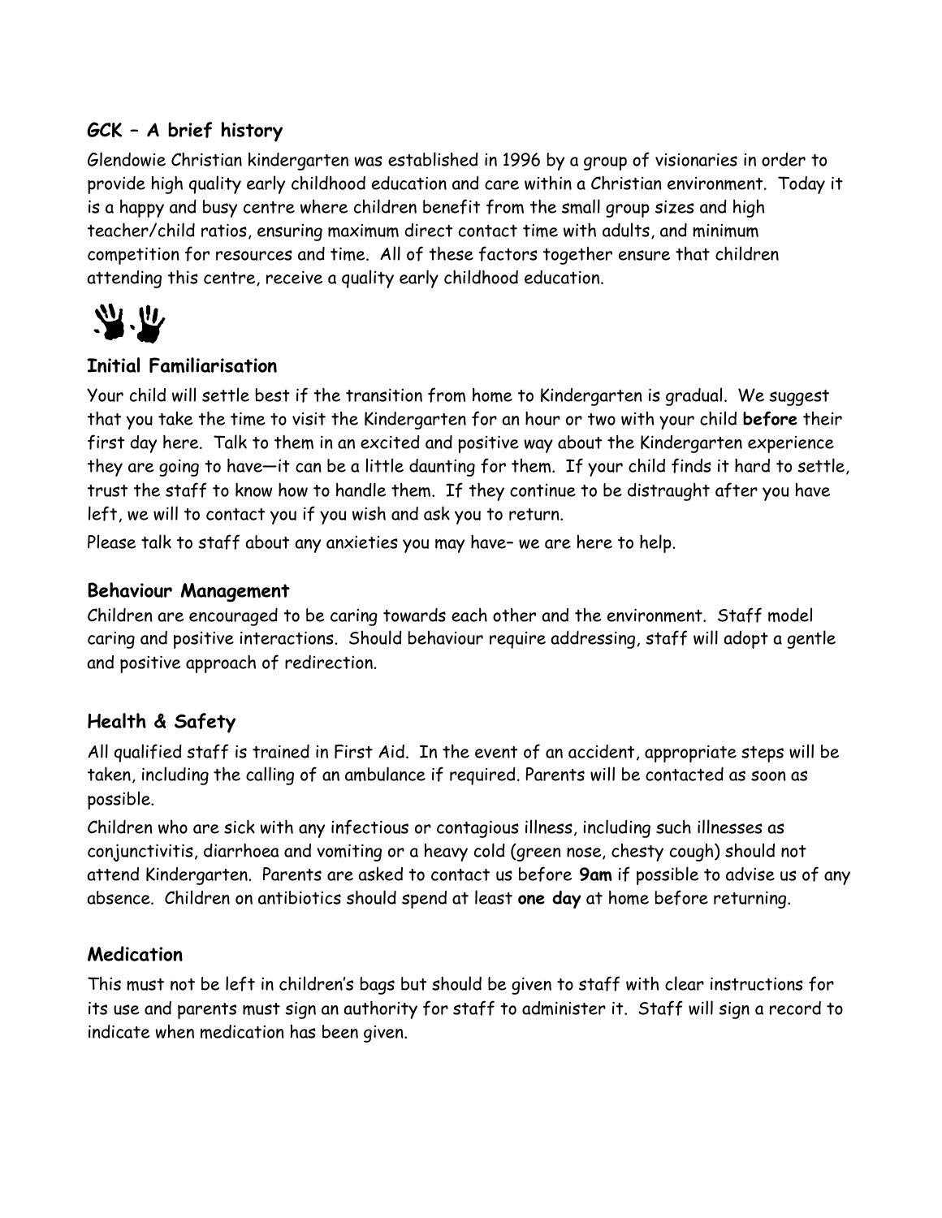## GCK – A brief history

Glendowie Christian kindergarten was established in 1996 by a group of visionaries in order to provide high quality early childhood education and care within a Christian environment. Today it is a happy and busy centre where children benefit from the small group sizes and high teacher/child ratios, ensuring maximum direct contact time with adults, and minimum competition for resources and time. All of these factors together ensure that children attending this centre, receive a quality early childhood education.

## Initial Familiarisation

Your child will settle best if the transition from home to Kindergarten is gradual. We suggest that you take the time to visit the Kindergarten for an hour or two with your child **before** their first day here. Talk to them in an excited and positive way about the Kindergarten experience they are going to have—it can be a little daunting for them. If your child finds it hard to settle, trust the staff to know how to handle them. If they continue to be distraught after you have left, we will to contact you if you wish and ask you to return.

Please talk to staff about any anxieties you may have– we are here to help.

## Behaviour Management

Children are encouraged to be caring towards each other and the environment. Staff model caring and positive interactions. Should behaviour require addressing, staff will adopt a gentle and positive approach of redirection.

## Health & Safety

All qualified staff is trained in First Aid. In the event of an accident, appropriate steps will be taken, including the calling of an ambulance if required. Parents will be contacted as soon as possible.

Children who are sick with any infectious or contagious illness, including such illnesses as conjunctivitis, diarrhoea and vomiting or a heavy cold (green nose, chesty cough) should not attend Kindergarten. Parents are asked to contact us before **9am** if possible to advise us of any absence. Children on antibiotics should spend at least **one day** at home before returning.

## Medication

This must not be left in children's bags but should be given to staff with clear instructions for its use and parents must sign an authority for staff to administer it. Staff will sign a record to indicate when medication has been given.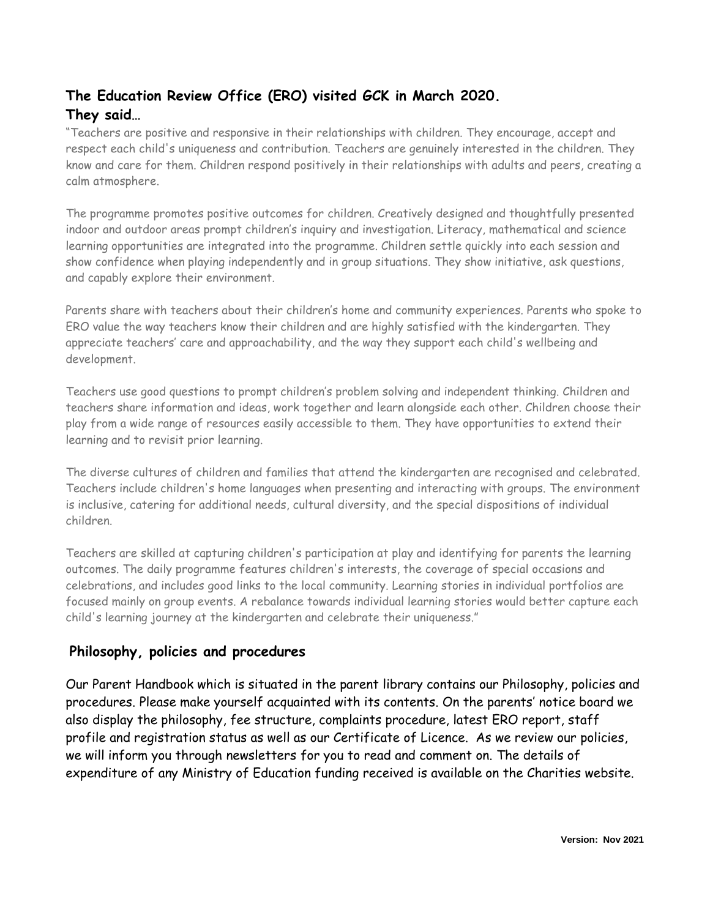## The Education Review Office (ERO) visited GCK in March 2020.
## They said…

"Teachers are positive and responsive in their relationships with children. They encourage, accept and respect each child's uniqueness and contribution. Teachers are genuinely interested in the children. They know and care for them. Children respond positively in their relationships with adults and peers, creating a calm atmosphere.

The programme promotes positive outcomes for children. Creatively designed and thoughtfully presented indoor and outdoor areas prompt children's inquiry and investigation. Literacy, mathematical and science learning opportunities are integrated into the programme. Children settle quickly into each session and show confidence when playing independently and in group situations. They show initiative, ask questions, and capably explore their environment.

Parents share with teachers about their children's home and community experiences. Parents who spoke to ERO value the way teachers know their children and are highly satisfied with the kindergarten. They appreciate teachers' care and approachability, and the way they support each child's wellbeing and development.

Teachers use good questions to prompt children's problem solving and independent thinking. Children and teachers share information and ideas, work together and learn alongside each other. Children choose their play from a wide range of resources easily accessible to them. They have opportunities to extend their learning and to revisit prior learning.

The diverse cultures of children and families that attend the kindergarten are recognised and celebrated. Teachers include children's home languages when presenting and interacting with groups. The environment is inclusive, catering for additional needs, cultural diversity, and the special dispositions of individual children.

Teachers are skilled at capturing children's participation at play and identifying for parents the learning outcomes. The daily programme features children's interests, the coverage of special occasions and celebrations, and includes good links to the local community. Learning stories in individual portfolios are focused mainly on group events. A rebalance towards individual learning stories would better capture each child's learning journey at the kindergarten and celebrate their uniqueness."

## Philosophy, policies and procedures

Our Parent Handbook which is situated in the parent library contains our Philosophy, policies and procedures. Please make yourself acquainted with its contents. On the parents' notice board we also display the philosophy, fee structure, complaints procedure, latest ERO report, staff profile and registration status as well as our Certificate of Licence. As we review our policies, we will inform you through newsletters for you to read and comment on. The details of expenditure of any Ministry of Education funding received is available on the Charities website.

Version: Nov 2021